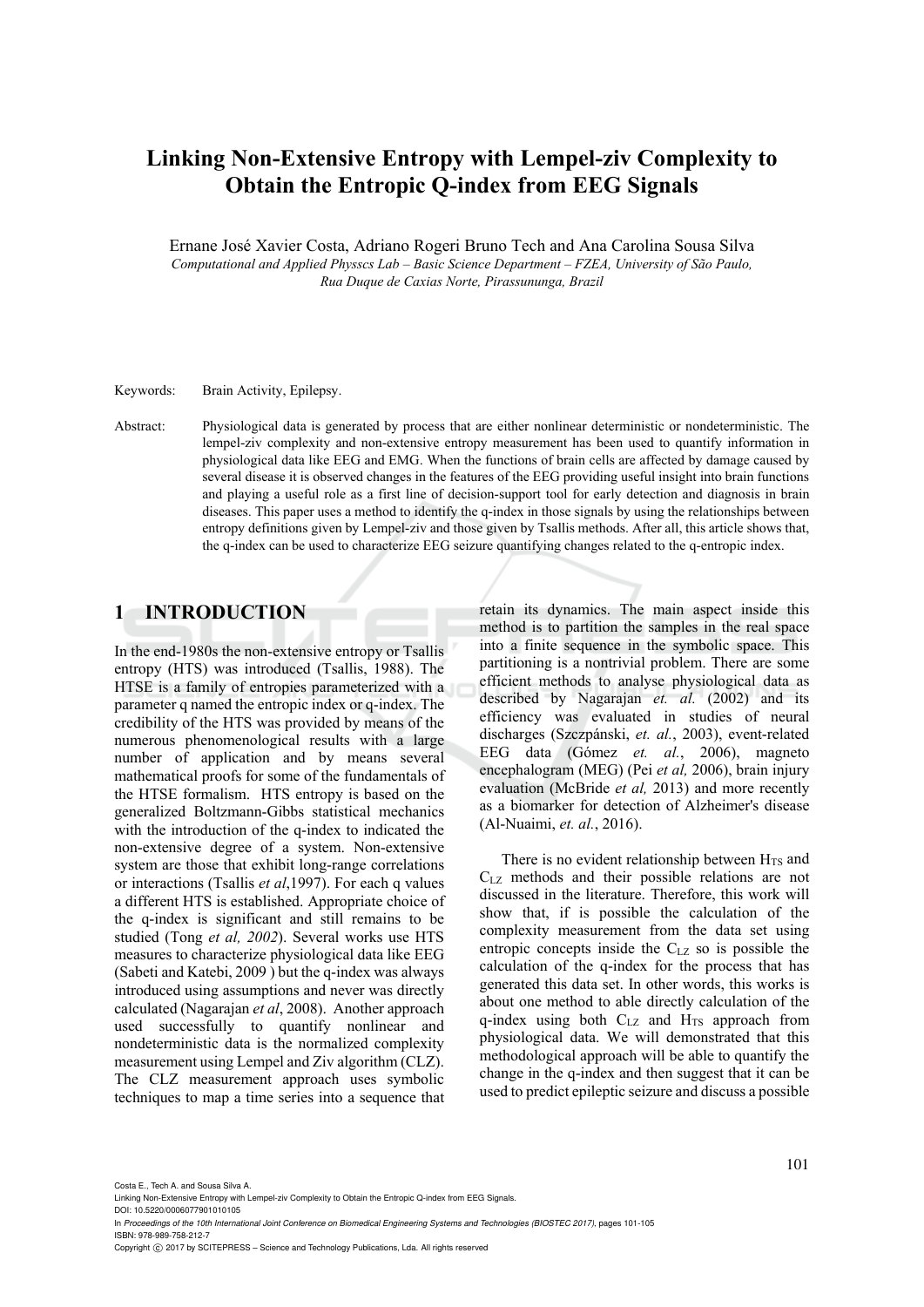# Linking Non-Extensive Entropy with Lempel-ziv Complexity to Obtain the Entropic Q-index from EEG Signals

Ernane José Xavier Costa, Adriano Rogeri Bruno Tech and Ana Carolina Sousa Silva

*Computational and Applied Physscs Lab – Basic Science Department – FZEA, University of São Paulo, Rua Duque de Caxias Norte, Pirassununga, Brazil*

Keywords: Brain Activity, Epilepsy.

Abstract: Physiological data is generated by process that are either nonlinear deterministic or nondeterministic. The lempel-ziv complexity and non-extensive entropy measurement has been used to quantify information in physiological data like EEG and EMG. When the functions of brain cells are affected by damage caused by several disease it is observed changes in the features of the EEG providing useful insight into brain functions and playing a useful role as a first line of decision-support tool for early detection and diagnosis in brain diseases. This paper uses a method to identify the q-index in those signals by using the relationships between entropy definitions given by Lempel-ziv and those given by Tsallis methods. After all, this article shows that, the q-index can be used to characterize EEG seizure quantifying changes related to the q-entropic index.

## 1 INTRODUCTION

In the end-1980s the non-extensive entropy or Tsallis entropy (HTS) was introduced (Tsallis, 1988). The HTSE is a family of entropies parameterized with a parameter q named the entropic index or q-index. The credibility of the HTS was provided by means of the numerous phenomenological results with a large number of application and by means several mathematical proofs for some of the fundamentals of the HTSE formalism. HTS entropy is based on the generalized Boltzmann-Gibbs statistical mechanics with the introduction of the q-index to indicated the non-extensive degree of a system. Non-extensive system are those that exhibit long-range correlations or interactions (Tsallis *et al*,1997). For each q values a different HTS is established. Appropriate choice of the q-index is significant and still remains to be studied (Tong *et al, 2002*). Several works use HTS measures to characterize physiological data like EEG (Sabeti and Katebi, 2009 ) but the q-index was always introduced using assumptions and never was directly calculated (Nagarajan *et al*, 2008). Another approach used successfully to quantify nonlinear and nondeterministic data is the normalized complexity measurement using Lempel and Ziv algorithm (CLZ). The CLZ measurement approach uses symbolic techniques to map a time series into a sequence that retain its dynamics. The main aspect inside this method is to partition the samples in the real space into a finite sequence in the symbolic space. This partitioning is a nontrivial problem. There are some efficient methods to analyse physiological data as described by Nagarajan *et. al.* (2002) and its efficiency was evaluated in studies of neural discharges (Szczpánski, *et. al.*, 2003), event-related EEG data (Gómez *et. al.*, 2006), magneto encephalogram (MEG) (Pei *et al,* 2006), brain injury evaluation (McBride *et al,* 2013) and more recently as a biomarker for detection of Alzheimer's disease (Al-Nuaimi, *et. al.*, 2016).

There is no evident relationship between $H_{TS}$ and $C_{LZ}$ methods and their possible relations are not discussed in the literature. Therefore, this work will show that, if is possible the calculation of the complexity measurement from the data set using entropic concepts inside the $C_{LZ}$ so is possible the calculation of the q-index for the process that has generated this data set. In other words, this works is about one method to able directly calculation of the q-index using both $C_{LZ}$ and $H_{TS}$ approach from physiological data. We will demonstrated that this methodological approach will be able to quantify the change in the q-index and then suggest that it can be used to predict epileptic seizure and discuss a possible

Costa E., Tech A. and Sousa Silva A.
Linking Non-Extensive Entropy with Lempel-ziv Complexity to Obtain the Entropic Q-index from EEG Signals.
DOI: 10.5220/0006077901010105
In *Proceedings of the 10th International Joint Conference on Biomedical Engineering Systems and Technologies (BIOSTEC 2017)*, pages 101-105
ISBN: 978-989-758-212-7
Copyright © 2017 by SCITEPRESS – Science and Technology Publications, Lda. All rights reserved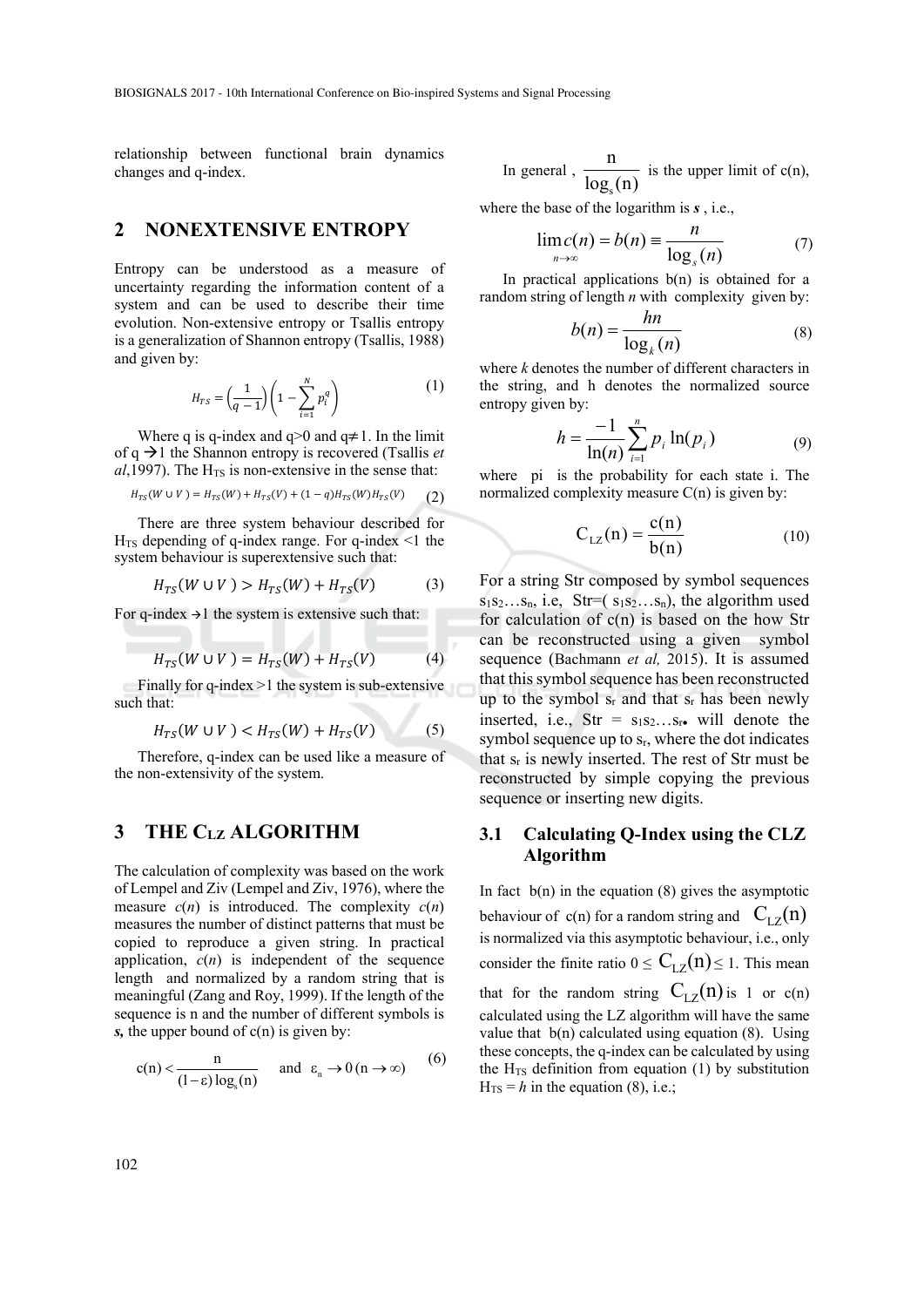relationship between functional brain dynamics changes and q-index.

## 2 NONEXTENSIVE ENTROPY

Entropy can be understood as a measure of uncertainty regarding the information content of a system and can be used to describe their time evolution. Non-extensive entropy or Tsallis entropy is a generalization of Shannon entropy (Tsallis, 1988) and given by:

$$H_{TS} = \left(\frac{1}{q-1}\right)\left(1 - \sum_{i=1}^{N} p_i^q\right) \tag{1}$$

Where q is q-index and q>0 and q≠1. In the limit of q →1 the Shannon entropy is recovered (Tsallis *et al*,1997). The $H_{TS}$ is non-extensive in the sense that:

$$H_{TS}(W \cup V) = H_{TS}(W) + H_{TS}(V) + (1-q)H_{TS}(W)H_{TS}(V) \tag{2}$$

There are three system behaviour described for $H_{TS}$ depending of q-index range. For q-index <1 the system behaviour is superextensive such that:

$$H_{TS}(W \cup V) > H_{TS}(W) + H_{TS}(V) \tag{3}$$

For q-index →1 the system is extensive such that:

$$H_{TS}(W \cup V) = H_{TS}(W) + H_{TS}(V) \tag{4}$$

Finally for q-index >1 the system is sub-extensive such that:

$$H_{TS}(W \cup V) < H_{TS}(W) + H_{TS}(V) \tag{5}$$

Therefore, q-index can be used like a measure of the non-extensivity of the system.

## 3 THE $C_{LZ}$ ALGORITHM

The calculation of complexity was based on the work of Lempel and Ziv (Lempel and Ziv, 1976), where the measure *c*(*n*) is introduced. The complexity *c*(*n*) measures the number of distinct patterns that must be copied to reproduce a given string. In practical application, *c*(*n*) is independent of the sequence length and normalized by a random string that is meaningful (Zang and Roy, 1999). If the length of the sequence is n and the number of different symbols is ***s,*** the upper bound of c(n) is given by:

$$c(n) < \frac{n}{(1-\varepsilon)\log_s(n)} \quad \text{and} \quad \varepsilon_n \to 0\,(n \to \infty) \tag{6}$$

In general , $\frac{n}{\log_s(n)}$ is the upper limit of c(n), where the base of the logarithm is ***s*** , i.e.,

$$\lim_{n\to\infty} c(n) = b(n) \equiv \frac{n}{\log_s(n)} \tag{7}$$

In practical applications b(n) is obtained for a random string of length *n* with complexity given by:

$$b(n) = \frac{hn}{\log_k(n)} \tag{8}$$

where *k* denotes the number of different characters in the string, and h denotes the normalized source entropy given by:

$$h = \frac{-1}{\ln(n)} \sum_{i=1}^{n} p_i \ln(p_i) \tag{9}$$

where pi is the probability for each state i. The normalized complexity measure C(n) is given by:

$$C_{LZ}(n) = \frac{c(n)}{b(n)} \tag{10}$$

For a string Str composed by symbol sequences $s_1s_2 \ldots s_n$, i.e, Str=( $s_1s_2 \ldots s_n$), the algorithm used for calculation of c(n) is based on the how Str can be reconstructed using a given symbol sequence (Bachmann *et al,* 2015). It is assumed that this symbol sequence has been reconstructed up to the symbol $s_r$ and that $s_r$ has been newly inserted, i.e., Str = $s_1s_2 \ldots s_r$• will denote the symbol sequence up to $s_r$, where the dot indicates that $s_r$ is newly inserted. The rest of Str must be reconstructed by simple copying the previous sequence or inserting new digits.

### 3.1 Calculating Q-Index using the CLZ Algorithm

In fact b(n) in the equation (8) gives the asymptotic behaviour of c(n) for a random string and $C_{LZ}(n)$ is normalized via this asymptotic behaviour, i.e., only consider the finite ratio $0 \leq C_{LZ}(n) \leq 1$. This mean that for the random string $C_{LZ}(n)$ is 1 or c(n) calculated using the LZ algorithm will have the same value that b(n) calculated using equation (8). Using these concepts, the q-index can be calculated by using the $H_{TS}$ definition from equation (1) by substitution $H_{TS} = h$ in the equation (8), i.e.;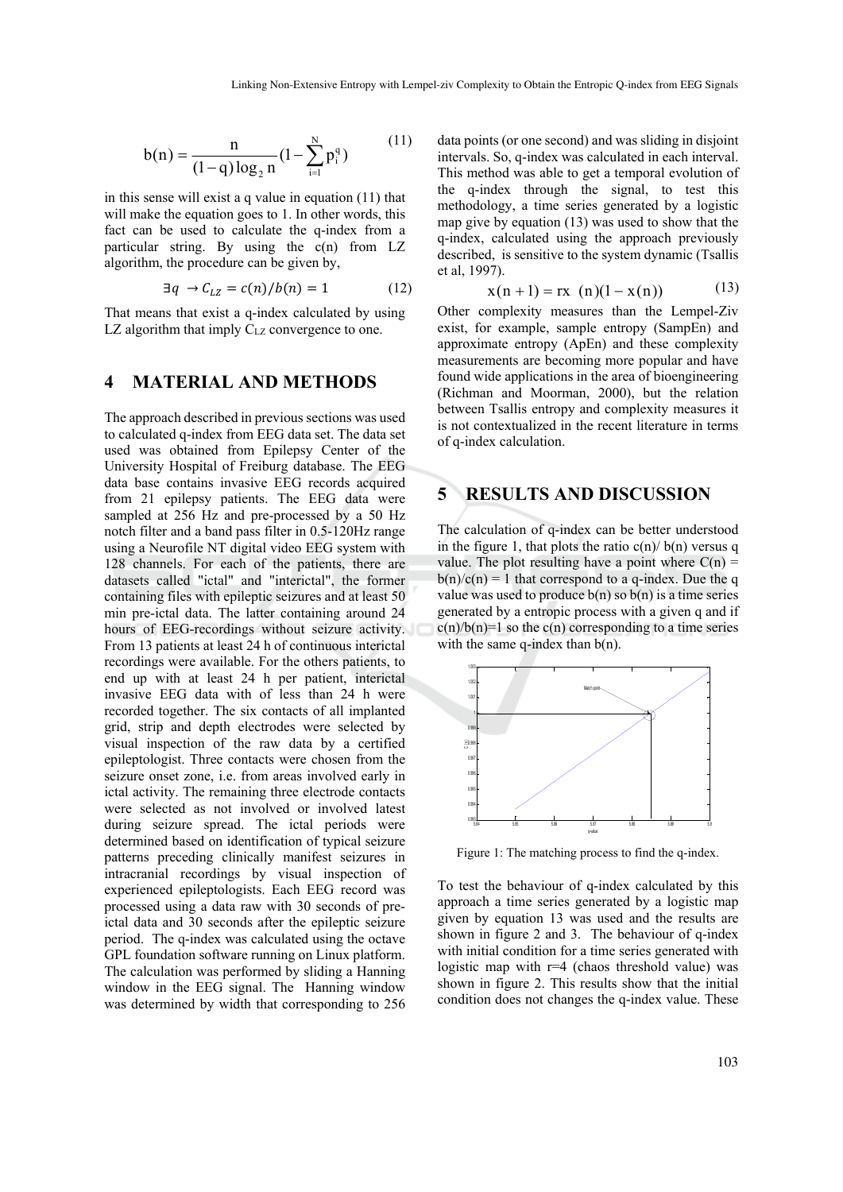$$b(n) = \frac{n}{(1-q)\log_2 n}(1-\sum_{i=1}^{N} p_i^q) \tag{11}$$

in this sense will exist a q value in equation (11) that will make the equation goes to 1. In other words, this fact can be used to calculate the q-index from a particular string. By using the c(n) from LZ algorithm, the procedure can be given by,

$$\exists q \rightarrow C_{LZ} = c(n)/b(n) = 1 \tag{12}$$

That means that exist a q-index calculated by using LZ algorithm that imply $C_{LZ}$ convergence to one.

# 4 MATERIAL AND METHODS

The approach described in previous sections was used to calculated q-index from EEG data set. The data set used was obtained from Epilepsy Center of the University Hospital of Freiburg database. The EEG data base contains invasive EEG records acquired from 21 epilepsy patients. The EEG data were sampled at 256 Hz and pre-processed by a 50 Hz notch filter and a band pass filter in 0.5-120Hz range using a Neurofile NT digital video EEG system with 128 channels. For each of the patients, there are datasets called "ictal" and "interictal", the former containing files with epileptic seizures and at least 50 min pre-ictal data. The latter containing around 24 hours of EEG-recordings without seizure activity. From 13 patients at least 24 h of continuous interictal recordings were available. For the others patients, to end up with at least 24 h per patient, interictal invasive EEG data with of less than 24 h were recorded together. The six contacts of all implanted grid, strip and depth electrodes were selected by visual inspection of the raw data by a certified epileptologist. Three contacts were chosen from the seizure onset zone, i.e. from areas involved early in ictal activity. The remaining three electrode contacts were selected as not involved or involved latest during seizure spread. The ictal periods were determined based on identification of typical seizure patterns preceding clinically manifest seizures in intracranial recordings by visual inspection of experienced epileptologists. Each EEG record was processed using a data raw with 30 seconds of pre-ictal data and 30 seconds after the epileptic seizure period. The q-index was calculated using the octave GPL foundation software running on Linux platform. The calculation was performed by sliding a Hanning window in the EEG signal. The Hanning window was determined by width that corresponding to 256 data points (or one second) and was sliding in disjoint intervals. So, q-index was calculated in each interval. This method was able to get a temporal evolution of the q-index through the signal, to test this methodology, a time series generated by a logistic map give by equation (13) was used to show that the q-index, calculated using the approach previously described, is sensitive to the system dynamic (Tsallis et al, 1997).

$$x(n+1) = rx\ (n)(1-x(n)) \tag{13}$$

Other complexity measures than the Lempel-Ziv exist, for example, sample entropy (SampEn) and approximate entropy (ApEn) and these complexity measurements are becoming more popular and have found wide applications in the area of bioengineering (Richman and Moorman, 2000), but the relation between Tsallis entropy and complexity measures it is not contextualized in the recent literature in terms of q-index calculation.

# 5 RESULTS AND DISCUSSION

The calculation of q-index can be better understood in the figure 1, that plots the ratio c(n)/ b(n) versus q value. The plot resulting have a point where C(n) = b(n)/c(n) = 1 that correspond to a q-index. Due the q value was used to produce b(n) so b(n) is a time series generated by a entropic process with a given q and if c(n)/b(n)=1 so the c(n) corresponding to a time series with the same q-index than b(n).

Figure 1: The matching process to find the q-index.

To test the behaviour of q-index calculated by this approach a time series generated by a logistic map given by equation 13 was used and the results are shown in figure 2 and 3. The behaviour of q-index with initial condition for a time series generated with logistic map with r=4 (chaos threshold value) was shown in figure 2. This results show that the initial condition does not changes the q-index value. These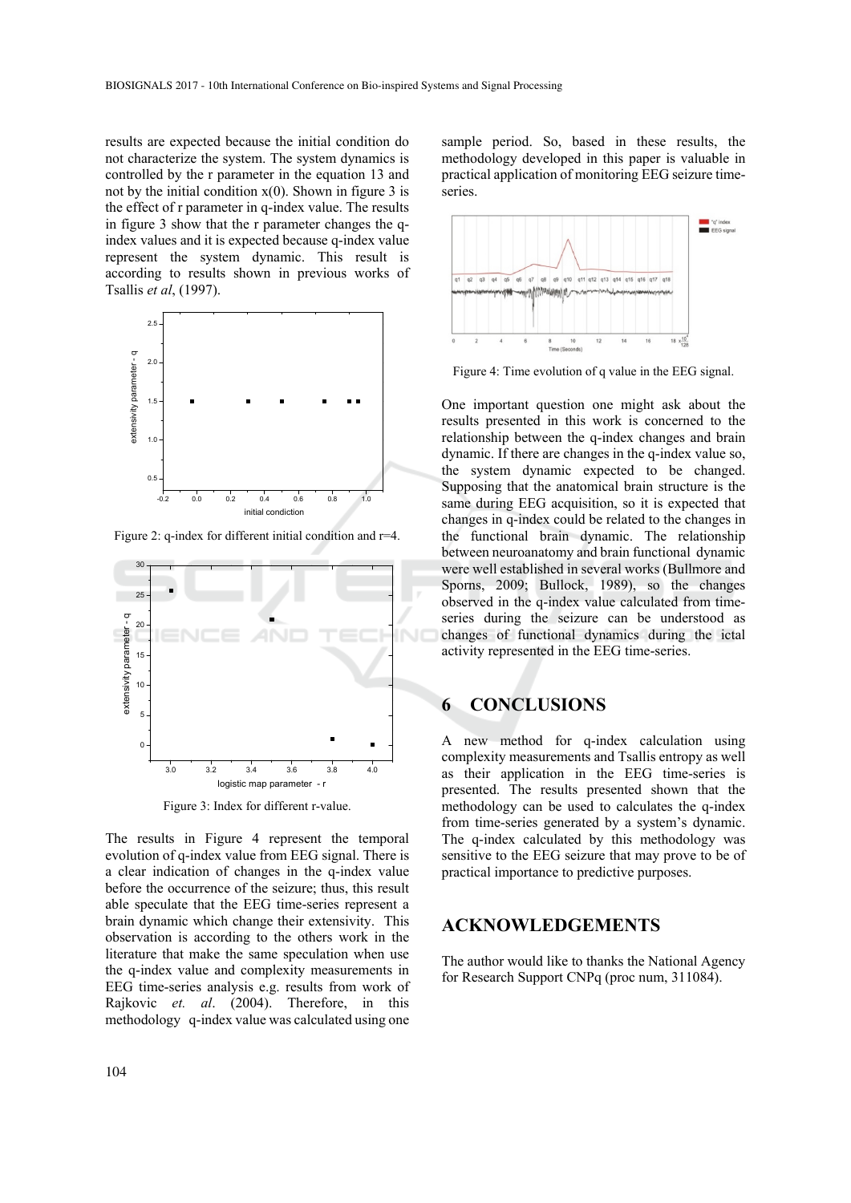results are expected because the initial condition do not characterize the system. The system dynamics is controlled by the r parameter in the equation 13 and not by the initial condition x(0). Shown in figure 3 is the effect of r parameter in q-index value. The results in figure 3 show that the r parameter changes the q-index values and it is expected because q-index value represent the system dynamic. This result is according to results shown in previous works of Tsallis *et al*, (1997).

Figure 2: q-index for different initial condition and r=4.

Figure 3: Index for different r-value.

The results in Figure 4 represent the temporal evolution of q-index value from EEG signal. There is a clear indication of changes in the q-index value before the occurrence of the seizure; thus, this result able speculate that the EEG time-series represent a brain dynamic which change their extensivity. This observation is according to the others work in the literature that make the same speculation when use the q-index value and complexity measurements in EEG time-series analysis e.g. results from work of Rajkovic *et. al*. (2004). Therefore, in this methodology q-index value was calculated using one sample period. So, based in these results, the methodology developed in this paper is valuable in practical application of monitoring EEG seizure time-series.

Figure 4: Time evolution of q value in the EEG signal.

One important question one might ask about the results presented in this work is concerned to the relationship between the q-index changes and brain dynamic. If there are changes in the q-index value so, the system dynamic expected to be changed. Supposing that the anatomical brain structure is the same during EEG acquisition, so it is expected that changes in q-index could be related to the changes in the functional brain dynamic. The relationship between neuroanatomy and brain functional dynamic were well established in several works (Bullmore and Sporns, 2009; Bullock, 1989), so the changes observed in the q-index value calculated from time-series during the seizure can be understood as changes of functional dynamics during the ictal activity represented in the EEG time-series.

# 6 CONCLUSIONS

A new method for q-index calculation using complexity measurements and Tsallis entropy as well as their application in the EEG time-series is presented. The results presented shown that the methodology can be used to calculates the q-index from time-series generated by a system's dynamic. The q-index calculated by this methodology was sensitive to the EEG seizure that may prove to be of practical importance to predictive purposes.

# ACKNOWLEDGEMENTS

The author would like to thanks the National Agency for Research Support CNPq (proc num, 311084).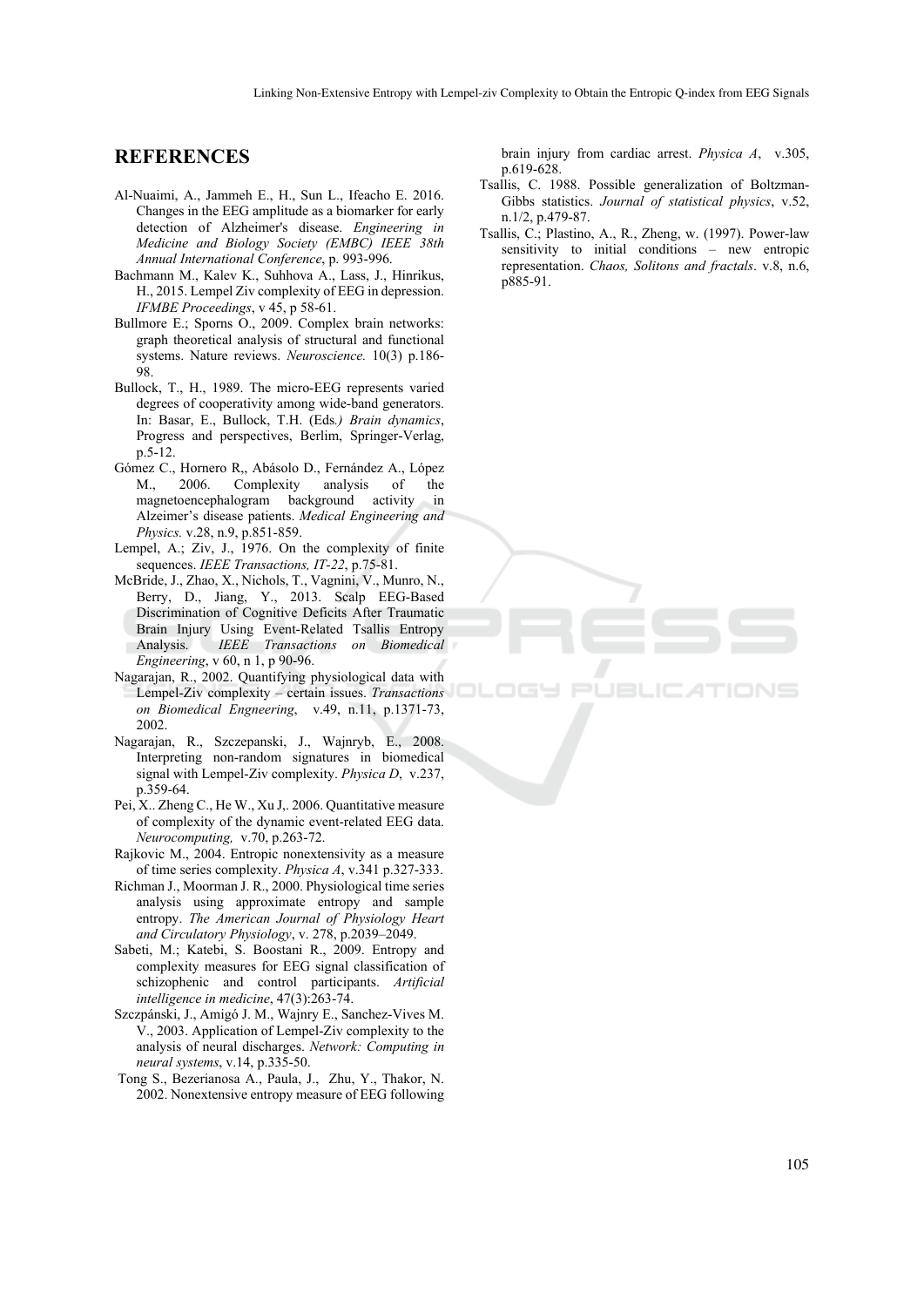## REFERENCES

Al-Nuaimi, A., Jammeh E., H., Sun L., Ifeacho E. 2016. Changes in the EEG amplitude as a biomarker for early detection of Alzheimer's disease. *Engineering in Medicine and Biology Society (EMBC) IEEE 38th Annual International Conference*, p. 993-996.

Bachmann M., Kalev K., Suhhova A., Lass, J., Hinrikus, H., 2015. Lempel Ziv complexity of EEG in depression. *IFMBE Proceedings*, v 45, p 58-61.

Bullmore E.; Sporns O., 2009. Complex brain networks: graph theoretical analysis of structural and functional systems. Nature reviews. *Neuroscience.* 10(3) p.186-98.

Bullock, T., H., 1989. The micro-EEG represents varied degrees of cooperativity among wide-band generators. In: Basar, E., Bullock, T.H. (Eds*.) Brain dynamics*, Progress and perspectives, Berlim, Springer-Verlag, p.5-12.

Gómez C., Hornero R,, Abásolo D., Fernández A., López M., 2006. Complexity analysis of the magnetoencephalogram background activity in Alzeimer's disease patients. *Medical Engineering and Physics.* v.28, n.9, p.851-859.

Lempel, A.; Ziv, J., 1976. On the complexity of finite sequences. *IEEE Transactions, IT-22*, p.75-81.

McBride, J., Zhao, X., Nichols, T., Vagnini, V., Munro, N., Berry, D., Jiang, Y., 2013. Scalp EEG-Based Discrimination of Cognitive Deficits After Traumatic Brain Injury Using Event-Related Tsallis Entropy Analysis. *IEEE Transactions on Biomedical Engineering*, v 60, n 1, p 90-96.

Nagarajan, R., 2002. Quantifying physiological data with Lempel-Ziv complexity – certain issues. *Transactions on Biomedical Engneering*, v.49, n.11, p.1371-73, 2002.

Nagarajan, R., Szczepanski, J., Wajnryb, E., 2008. Interpreting non-random signatures in biomedical signal with Lempel-Ziv complexity. *Physica D*, v.237, p.359-64.

Pei, X.. Zheng C., He W., Xu J,. 2006. Quantitative measure of complexity of the dynamic event-related EEG data. *Neurocomputing,* v.70, p.263-72.

Rajkovic M., 2004. Entropic nonextensivity as a measure of time series complexity. *Physica A*, v.341 p.327-333.

Richman J., Moorman J. R., 2000. Physiological time series analysis using approximate entropy and sample entropy. *The American Journal of Physiology Heart and Circulatory Physiology*, v. 278, p.2039–2049.

Sabeti, M.; Katebi, S. Boostani R., 2009. Entropy and complexity measures for EEG signal classification of schizophenic and control participants. *Artificial intelligence in medicine*, 47(3):263-74.

Szczpánski, J., Amigó J. M., Wajnry E., Sanchez-Vives M. V., 2003. Application of Lempel-Ziv complexity to the analysis of neural discharges. *Network: Computing in neural systems*, v.14, p.335-50.

Tong S., Bezerianosa A., Paula, J., Zhu, Y., Thakor, N. 2002. Nonextensive entropy measure of EEG following brain injury from cardiac arrest. *Physica A*, v.305, p.619-628.

Tsallis, C. 1988. Possible generalization of Boltzman-Gibbs statistics. *Journal of statistical physics*, v.52, n.1/2, p.479-87.

Tsallis, C.; Plastino, A., R., Zheng, w. (1997). Power-law sensitivity to initial conditions – new entropic representation. *Chaos, Solitons and fractals*. v.8, n.6, p885-91.